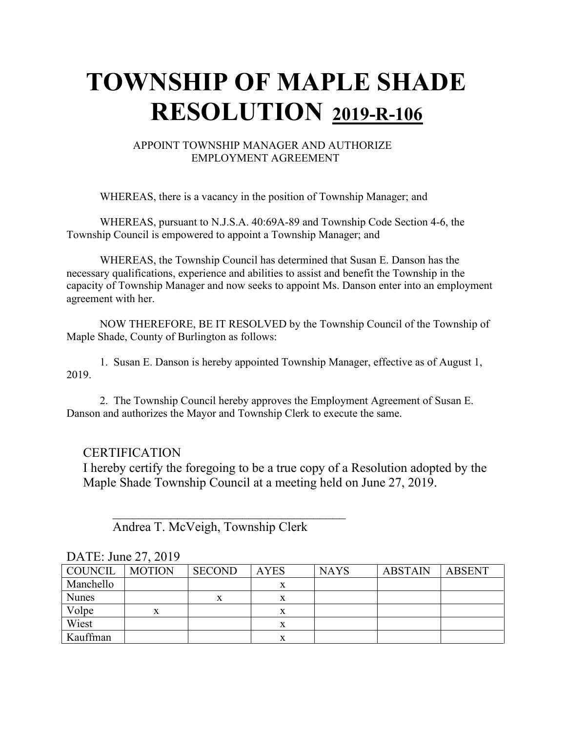# TOWNSHIP OF MAPLE SHADE RESOLUTION 2019-R-106

APPOINT TOWNSHIP MANAGER AND AUTHORIZE EMPLOYMENT AGREEMENT

WHEREAS, there is a vacancy in the position of Township Manager; and

WHEREAS, pursuant to N.J.S.A. 40:69A-89 and Township Code Section 4-6, the Township Council is empowered to appoint a Township Manager; and

WHEREAS, the Township Council has determined that Susan E. Danson has the necessary qualifications, experience and abilities to assist and benefit the Township in the capacity of Township Manager and now seeks to appoint Ms. Danson enter into an employment agreement with her.

NOW THEREFORE, BE IT RESOLVED by the Township Council of the Township of Maple Shade, County of Burlington as follows:

1. Susan E. Danson is hereby appointed Township Manager, effective as of August 1, 2019.

2. The Township Council hereby approves the Employment Agreement of Susan E. Danson and authorizes the Mayor and Township Clerk to execute the same.

CERTIFICATION

I hereby certify the foregoing to be a true copy of a Resolution adopted by the Maple Shade Township Council at a meeting held on June 27, 2019.

\_\_\_\_\_\_\_\_\_\_\_\_\_\_\_\_\_\_\_\_\_\_\_\_\_\_\_\_\_\_\_\_\_\_\_\_\_\_

Andrea T. McVeigh, Township Clerk

DATE: June 27, 2019

| COUNCIL | MOTION | SECOND | AYES | NAYS | ABSTAIN | ABSENT |
|---|---|---|---|---|---|---|
| Manchello | | | x | | | |
| Nunes | | x | x | | | |
| Volpe | x | | x | | | |
| Wiest | | | x | | | |
| Kauffman | | | x | | | |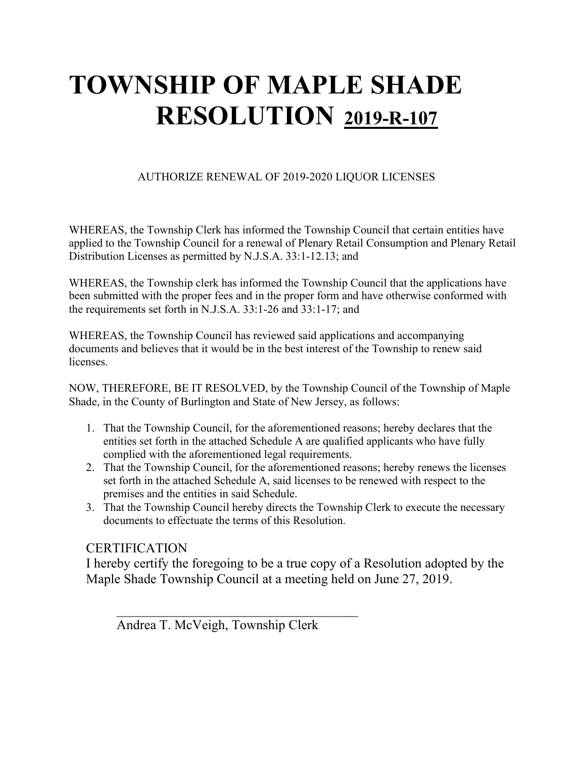# TOWNSHIP OF MAPLE SHADE RESOLUTION 2019-R-107

AUTHORIZE RENEWAL OF 2019-2020 LIQUOR LICENSES

WHEREAS, the Township Clerk has informed the Township Council that certain entities have applied to the Township Council for a renewal of Plenary Retail Consumption and Plenary Retail Distribution Licenses as permitted by N.J.S.A. 33:1-12.13; and

WHEREAS, the Township clerk has informed the Township Council that the applications have been submitted with the proper fees and in the proper form and have otherwise conformed with the requirements set forth in N.J.S.A. 33:1-26 and 33:1-17; and

WHEREAS, the Township Council has reviewed said applications and accompanying documents and believes that it would be in the best interest of the Township to renew said licenses.

NOW, THEREFORE, BE IT RESOLVED, by the Township Council of the Township of Maple Shade, in the County of Burlington and State of New Jersey, as follows:

1. That the Township Council, for the aforementioned reasons; hereby declares that the entities set forth in the attached Schedule A are qualified applicants who have fully complied with the aforementioned legal requirements.
2. That the Township Council, for the aforementioned reasons; hereby renews the licenses set forth in the attached Schedule A, said licenses to be renewed with respect to the premises and the entities in said Schedule.
3. That the Township Council hereby directs the Township Clerk to execute the necessary documents to effectuate the terms of this Resolution.

CERTIFICATION

I hereby certify the foregoing to be a true copy of a Resolution adopted by the Maple Shade Township Council at a meeting held on June 27, 2019.

\_\_\_\_\_\_\_\_\_\_\_\_\_\_\_\_\_\_\_\_\_\_\_\_\_\_\_\_\_\_\_\_\_\_\_\_

Andrea T. McVeigh, Township Clerk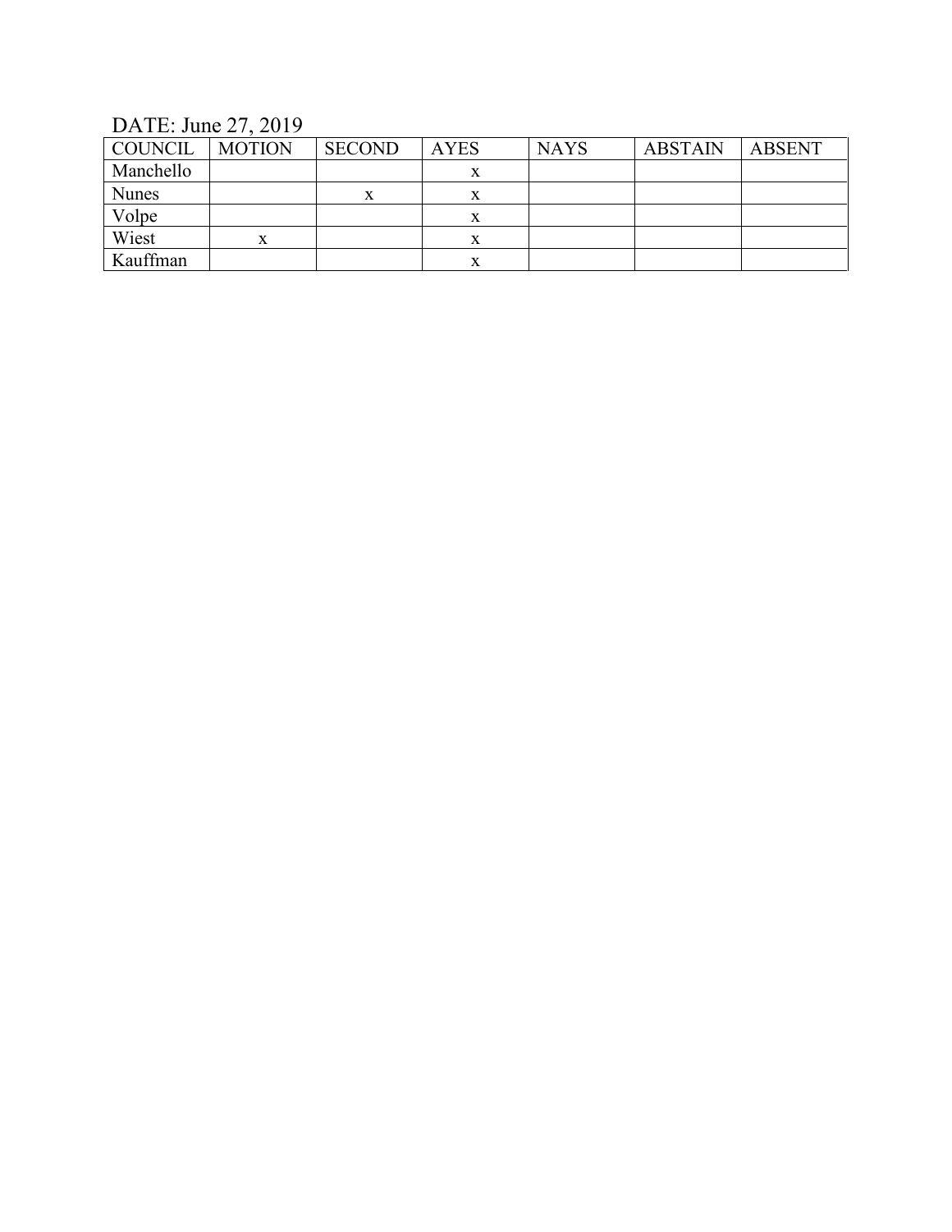DATE: June 27, 2019

| COUNCIL | MOTION | SECOND | AYES | NAYS | ABSTAIN | ABSENT |
| --- | --- | --- | --- | --- | --- | --- |
| Manchello | | | x | | | |
| Nunes | | x | x | | | |
| Volpe | | | x | | | |
| Wiest | x | | x | | | |
| Kauffman | | | x | | | |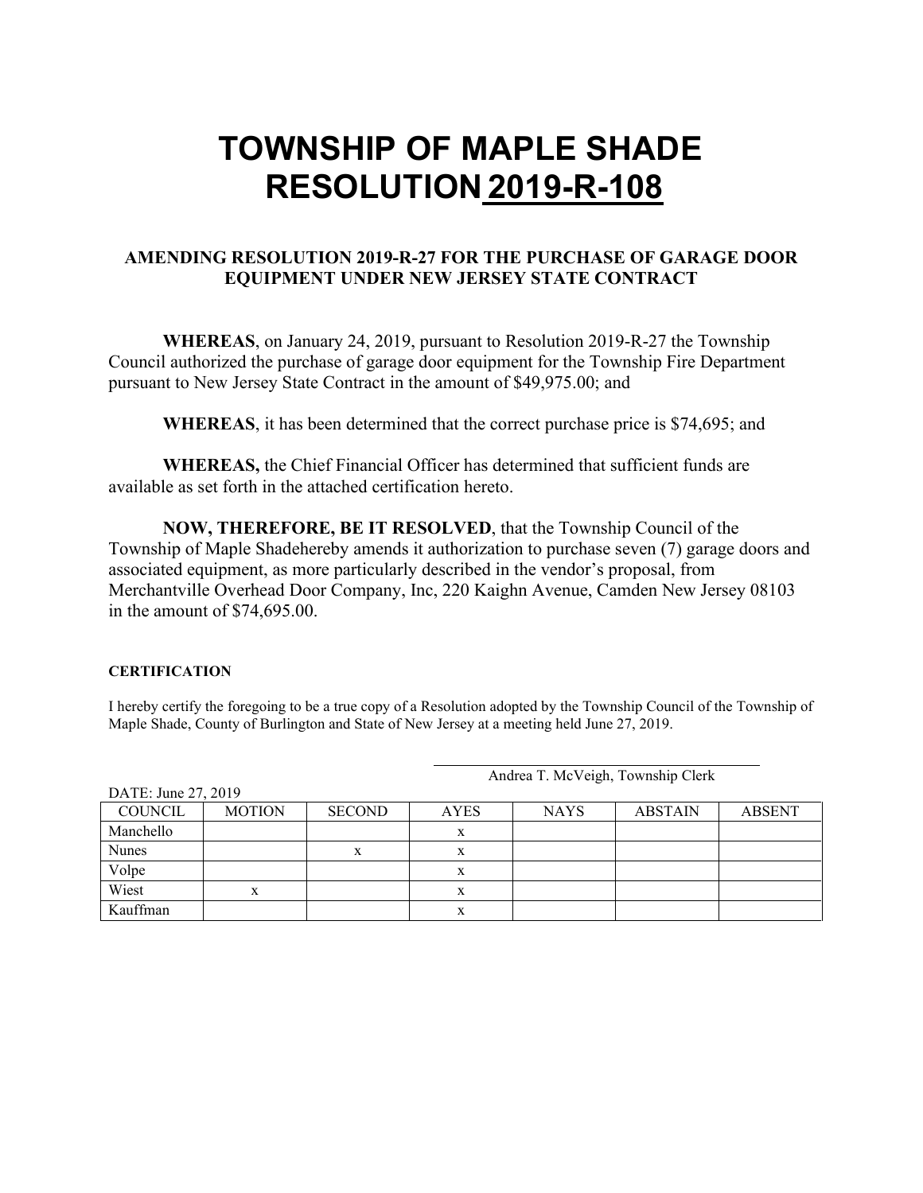# TOWNSHIP OF MAPLE SHADE RESOLUTION 2019-R-108

### AMENDING RESOLUTION 2019-R-27 FOR THE PURCHASE OF GARAGE DOOR EQUIPMENT UNDER NEW JERSEY STATE CONTRACT

**WHEREAS**, on January 24, 2019, pursuant to Resolution 2019-R-27 the Township Council authorized the purchase of garage door equipment for the Township Fire Department pursuant to New Jersey State Contract in the amount of $49,975.00; and

**WHEREAS**, it has been determined that the correct purchase price is $74,695; and

**WHEREAS,** the Chief Financial Officer has determined that sufficient funds are available as set forth in the attached certification hereto.

**NOW, THEREFORE, BE IT RESOLVED**, that the Township Council of the Township of Maple Shadehereby amends it authorization to purchase seven (7) garage doors and associated equipment, as more particularly described in the vendor's proposal, from Merchantville Overhead Door Company, Inc, 220 Kaighn Avenue, Camden New Jersey 08103 in the amount of $74,695.00.

**CERTIFICATION**

I hereby certify the foregoing to be a true copy of a Resolution adopted by the Township Council of the Township of Maple Shade, County of Burlington and State of New Jersey at a meeting held June 27, 2019.

Andrea T. McVeigh, Township Clerk

DATE: June 27, 2019

| COUNCIL | MOTION | SECOND | AYES | NAYS | ABSTAIN | ABSENT |
|---|---|---|---|---|---|---|
| Manchello | | | x | | | |
| Nunes | | x | x | | | |
| Volpe | | | x | | | |
| Wiest | x | | x | | | |
| Kauffman | | | x | | | |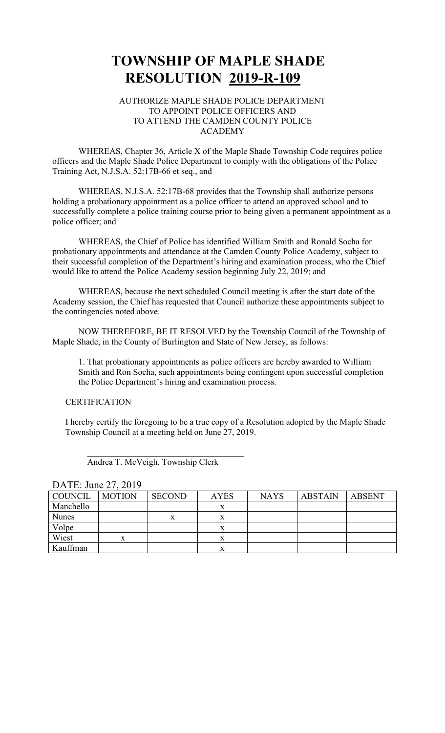# TOWNSHIP OF MAPLE SHADE
# RESOLUTION 2019-R-109

AUTHORIZE MAPLE SHADE POLICE DEPARTMENT
TO APPOINT POLICE OFFICERS AND
TO ATTEND THE CAMDEN COUNTY POLICE
ACADEMY

WHEREAS, Chapter 36, Article X of the Maple Shade Township Code requires police officers and the Maple Shade Police Department to comply with the obligations of the Police Training Act, N.J.S.A. 52:17B-66 et seq., and

WHEREAS, N.J.S.A. 52:17B-68 provides that the Township shall authorize persons holding a probationary appointment as a police officer to attend an approved school and to successfully complete a police training course prior to being given a permanent appointment as a police officer; and

WHEREAS, the Chief of Police has identified William Smith and Ronald Socha for probationary appointments and attendance at the Camden County Police Academy, subject to their successful completion of the Department's hiring and examination process, who the Chief would like to attend the Police Academy session beginning July 22, 2019; and

WHEREAS, because the next scheduled Council meeting is after the start date of the Academy session, the Chief has requested that Council authorize these appointments subject to the contingencies noted above.

NOW THEREFORE, BE IT RESOLVED by the Township Council of the Township of Maple Shade, in the County of Burlington and State of New Jersey, as follows:

1. That probationary appointments as police officers are hereby awarded to William Smith and Ron Socha, such appointments being contingent upon successful completion the Police Department's hiring and examination process.

CERTIFICATION

I hereby certify the foregoing to be a true copy of a Resolution adopted by the Maple Shade Township Council at a meeting held on June 27, 2019.

\_\_\_\_\_\_\_\_\_\_\_\_\_\_\_\_\_\_\_\_\_\_\_\_\_\_\_\_\_\_\_\_\_\_\_
Andrea T. McVeigh, Township Clerk

DATE: June 27, 2019

| COUNCIL | MOTION | SECOND | AYES | NAYS | ABSTAIN | ABSENT |
|---|---|---|---|---|---|---|
| Manchello | | | x | | | |
| Nunes | | x | x | | | |
| Volpe | | | x | | | |
| Wiest | x | | x | | | |
| Kauffman | | | x | | | |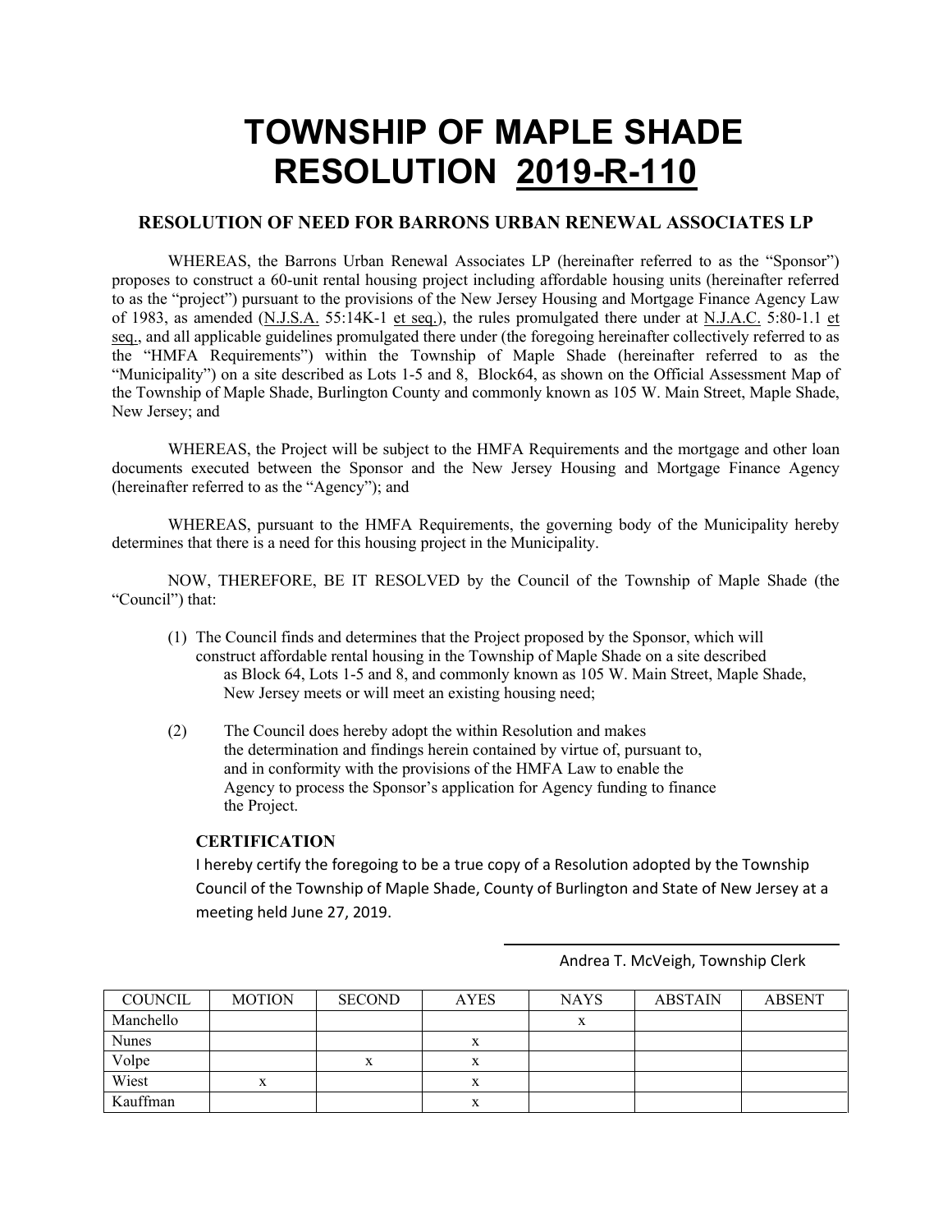# TOWNSHIP OF MAPLE SHADE
# RESOLUTION 2019-R-110

### RESOLUTION OF NEED FOR BARRONS URBAN RENEWAL ASSOCIATES LP

WHEREAS, the Barrons Urban Renewal Associates LP (hereinafter referred to as the "Sponsor") proposes to construct a 60-unit rental housing project including affordable housing units (hereinafter referred to as the "project") pursuant to the provisions of the New Jersey Housing and Mortgage Finance Agency Law of 1983, as amended (N.J.S.A. 55:14K-1 et seq.), the rules promulgated there under at N.J.A.C. 5:80-1.1 et seq., and all applicable guidelines promulgated there under (the foregoing hereinafter collectively referred to as the "HMFA Requirements") within the Township of Maple Shade (hereinafter referred to as the "Municipality") on a site described as Lots 1-5 and 8, Block64, as shown on the Official Assessment Map of the Township of Maple Shade, Burlington County and commonly known as 105 W. Main Street, Maple Shade, New Jersey; and

WHEREAS, the Project will be subject to the HMFA Requirements and the mortgage and other loan documents executed between the Sponsor and the New Jersey Housing and Mortgage Finance Agency (hereinafter referred to as the "Agency"); and

WHEREAS, pursuant to the HMFA Requirements, the governing body of the Municipality hereby determines that there is a need for this housing project in the Municipality.

NOW, THEREFORE, BE IT RESOLVED by the Council of the Township of Maple Shade (the "Council") that:

(1) The Council finds and determines that the Project proposed by the Sponsor, which will construct affordable rental housing in the Township of Maple Shade on a site described as Block 64, Lots 1-5 and 8, and commonly known as 105 W. Main Street, Maple Shade, New Jersey meets or will meet an existing housing need;

(2) The Council does hereby adopt the within Resolution and makes the determination and findings herein contained by virtue of, pursuant to, and in conformity with the provisions of the HMFA Law to enable the Agency to process the Sponsor's application for Agency funding to finance the Project.

**CERTIFICATION**

I hereby certify the foregoing to be a true copy of a Resolution adopted by the Township Council of the Township of Maple Shade, County of Burlington and State of New Jersey at a meeting held June 27, 2019.

Andrea T. McVeigh, Township Clerk

| COUNCIL | MOTION | SECOND | AYES | NAYS | ABSTAIN | ABSENT |
|---|---|---|---|---|---|---|
| Manchello | | | | x | | |
| Nunes | | | x | | | |
| Volpe | | x | x | | | |
| Wiest | x | | x | | | |
| Kauffman | | | x | | | |